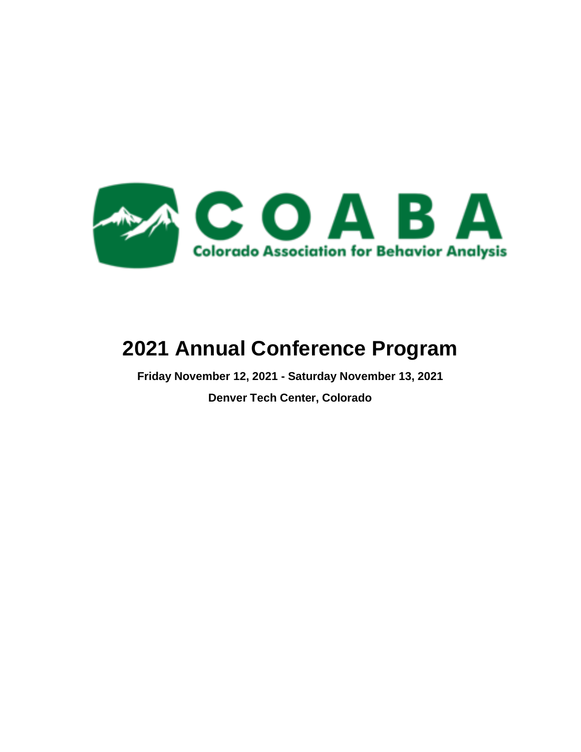COABA

Colorado Association for Behavior Analysis

# 2021 Annual Conference Program

**Friday November 12, 2021 - Saturday November 13, 2021**

**Denver Tech Center, Colorado**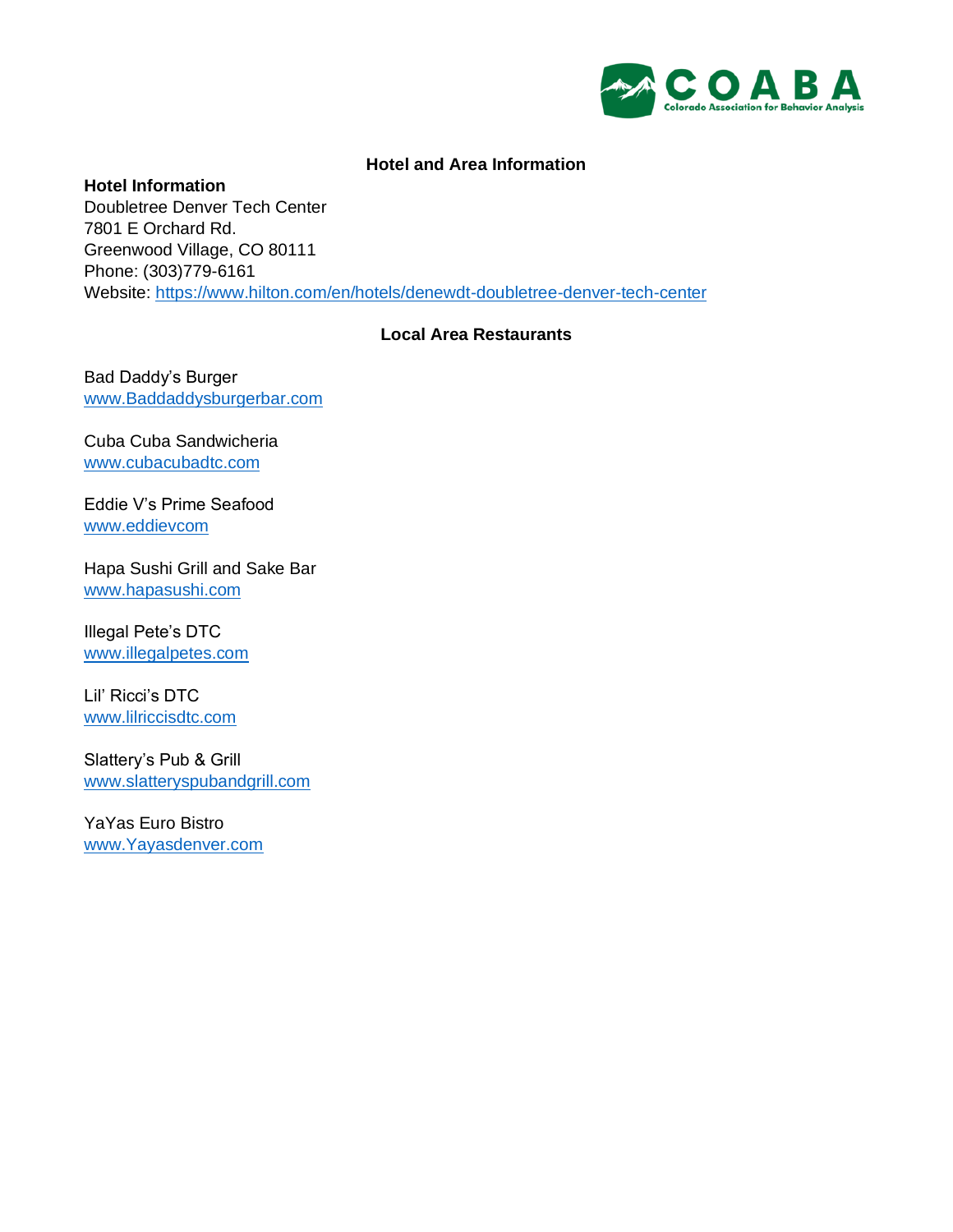## Hotel and Area Information

**Hotel Information**
Doubletree Denver Tech Center
7801 E Orchard Rd.
Greenwood Village, CO 80111
Phone: (303)779-6161
Website: https://www.hilton.com/en/hotels/denewdt-doubletree-denver-tech-center

## Local Area Restaurants

Bad Daddy's Burger
www.Baddaddysburgerbar.com

Cuba Cuba Sandwicheria
www.cubacubadtc.com

Eddie V's Prime Seafood
www.eddievcom

Hapa Sushi Grill and Sake Bar
www.hapasushi.com

Illegal Pete's DTC
www.illegalpetes.com

Lil' Ricci's DTC
www.lilriccisdtc.com

Slattery's Pub & Grill
www.slatteryspubandgrill.com

YaYas Euro Bistro
www.Yayasdenver.com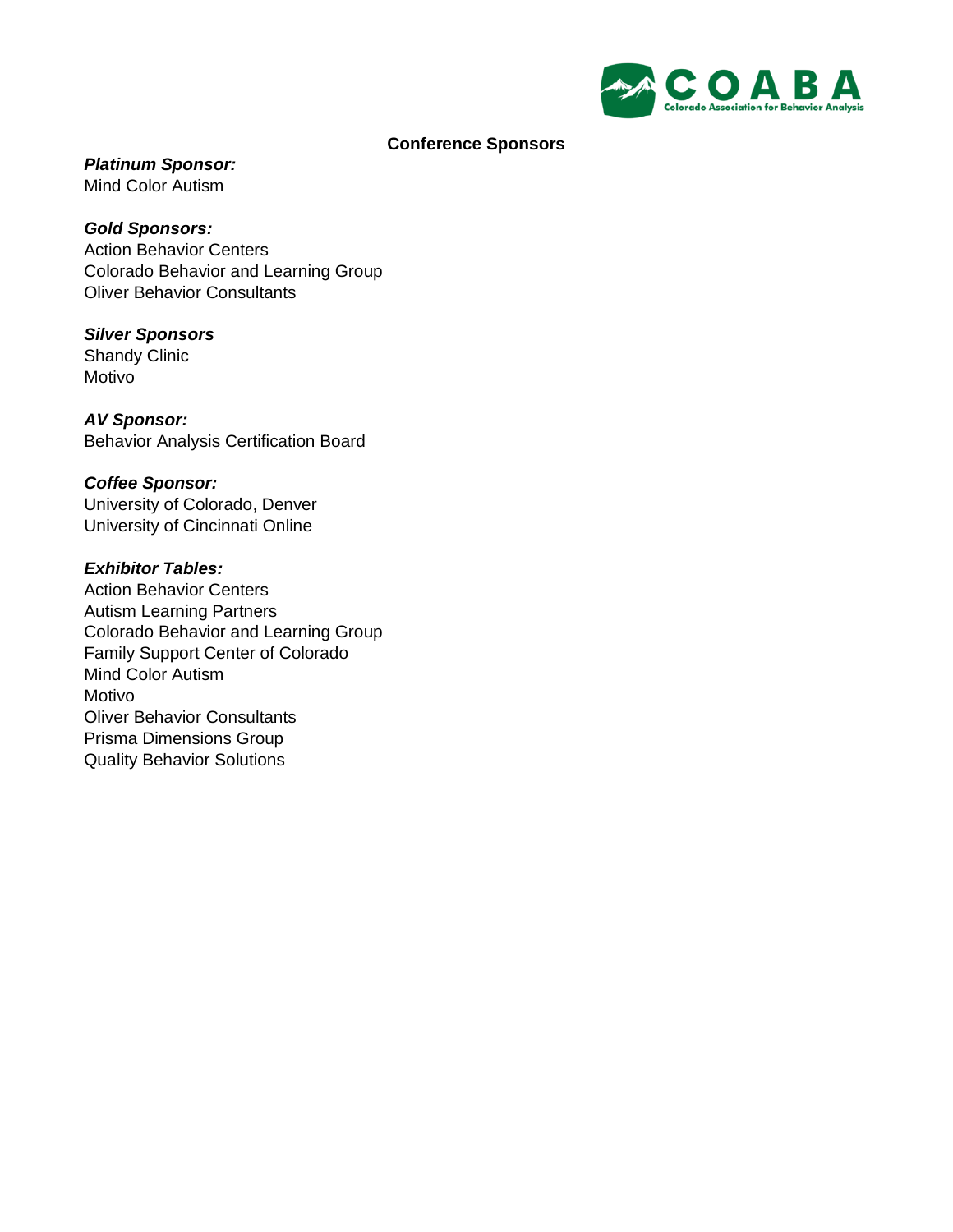## Conference Sponsors

***Platinum Sponsor:***
Mind Color Autism

***Gold Sponsors:***
Action Behavior Centers
Colorado Behavior and Learning Group
Oliver Behavior Consultants

***Silver Sponsors***
Shandy Clinic
Motivo

***AV Sponsor:***
Behavior Analysis Certification Board

***Coffee Sponsor:***
University of Colorado, Denver
University of Cincinnati Online

***Exhibitor Tables:***
Action Behavior Centers
Autism Learning Partners
Colorado Behavior and Learning Group
Family Support Center of Colorado
Mind Color Autism
Motivo
Oliver Behavior Consultants
Prisma Dimensions Group
Quality Behavior Solutions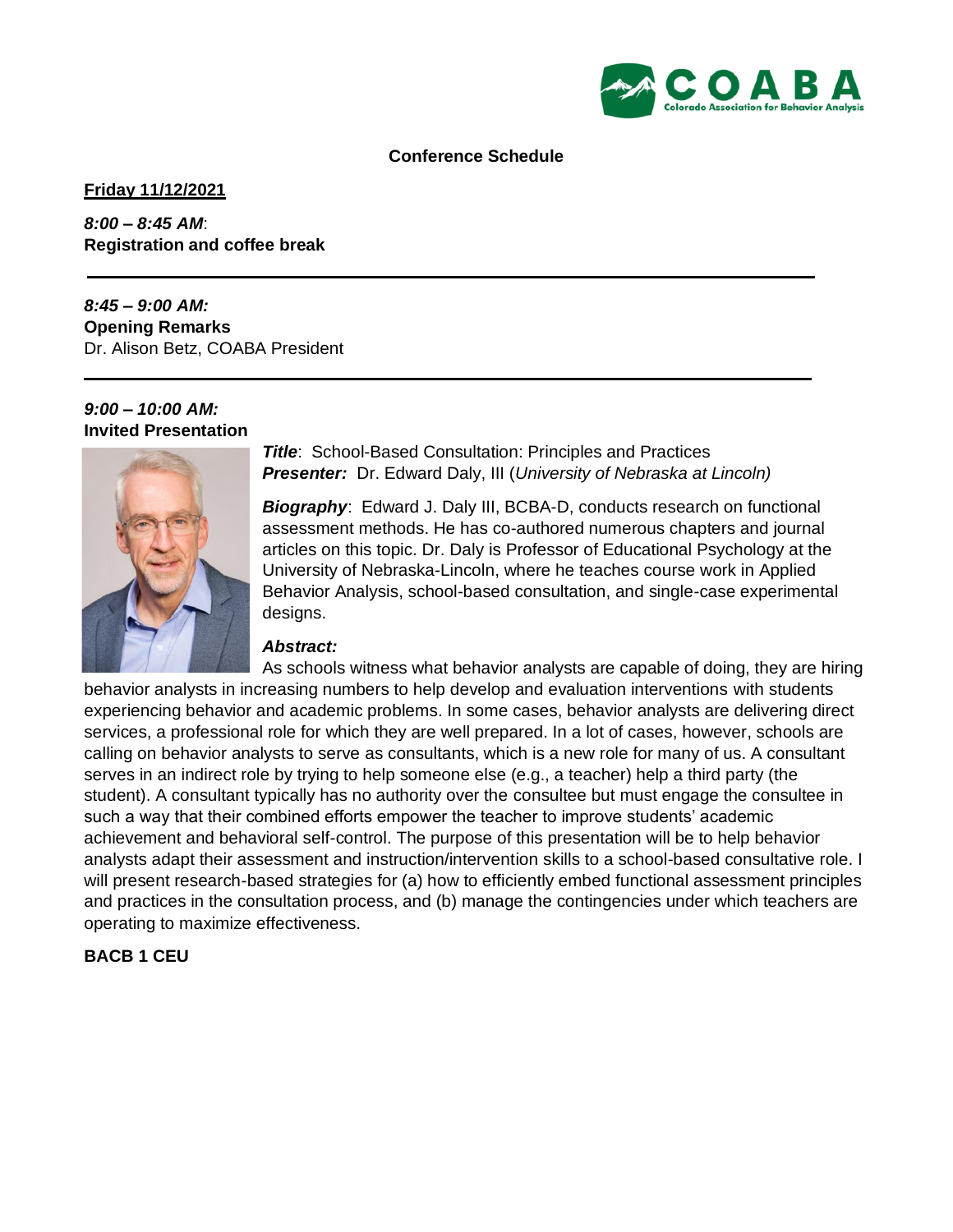**Conference Schedule**

**Friday 11/12/2021**

***8:00 – 8:45 AM***:
**Registration and coffee break**

---

***8:45 – 9:00 AM:***
**Opening Remarks**
Dr. Alison Betz, COABA President

---

***9:00 – 10:00 AM:***
**Invited Presentation**

***Title***: School-Based Consultation: Principles and Practices
***Presenter:*** Dr. Edward Daly, III (*University of Nebraska at Lincoln)*

***Biography***: Edward J. Daly III, BCBA-D, conducts research on functional assessment methods. He has co-authored numerous chapters and journal articles on this topic. Dr. Daly is Professor of Educational Psychology at the University of Nebraska-Lincoln, where he teaches course work in Applied Behavior Analysis, school-based consultation, and single-case experimental designs.

***Abstract:***
As schools witness what behavior analysts are capable of doing, they are hiring behavior analysts in increasing numbers to help develop and evaluation interventions with students experiencing behavior and academic problems. In some cases, behavior analysts are delivering direct services, a professional role for which they are well prepared. In a lot of cases, however, schools are calling on behavior analysts to serve as consultants, which is a new role for many of us. A consultant serves in an indirect role by trying to help someone else (e.g., a teacher) help a third party (the student). A consultant typically has no authority over the consultee but must engage the consultee in such a way that their combined efforts empower the teacher to improve students' academic achievement and behavioral self-control. The purpose of this presentation will be to help behavior analysts adapt their assessment and instruction/intervention skills to a school-based consultative role. I will present research-based strategies for (a) how to efficiently embed functional assessment principles and practices in the consultation process, and (b) manage the contingencies under which teachers are operating to maximize effectiveness.

**BACB 1 CEU**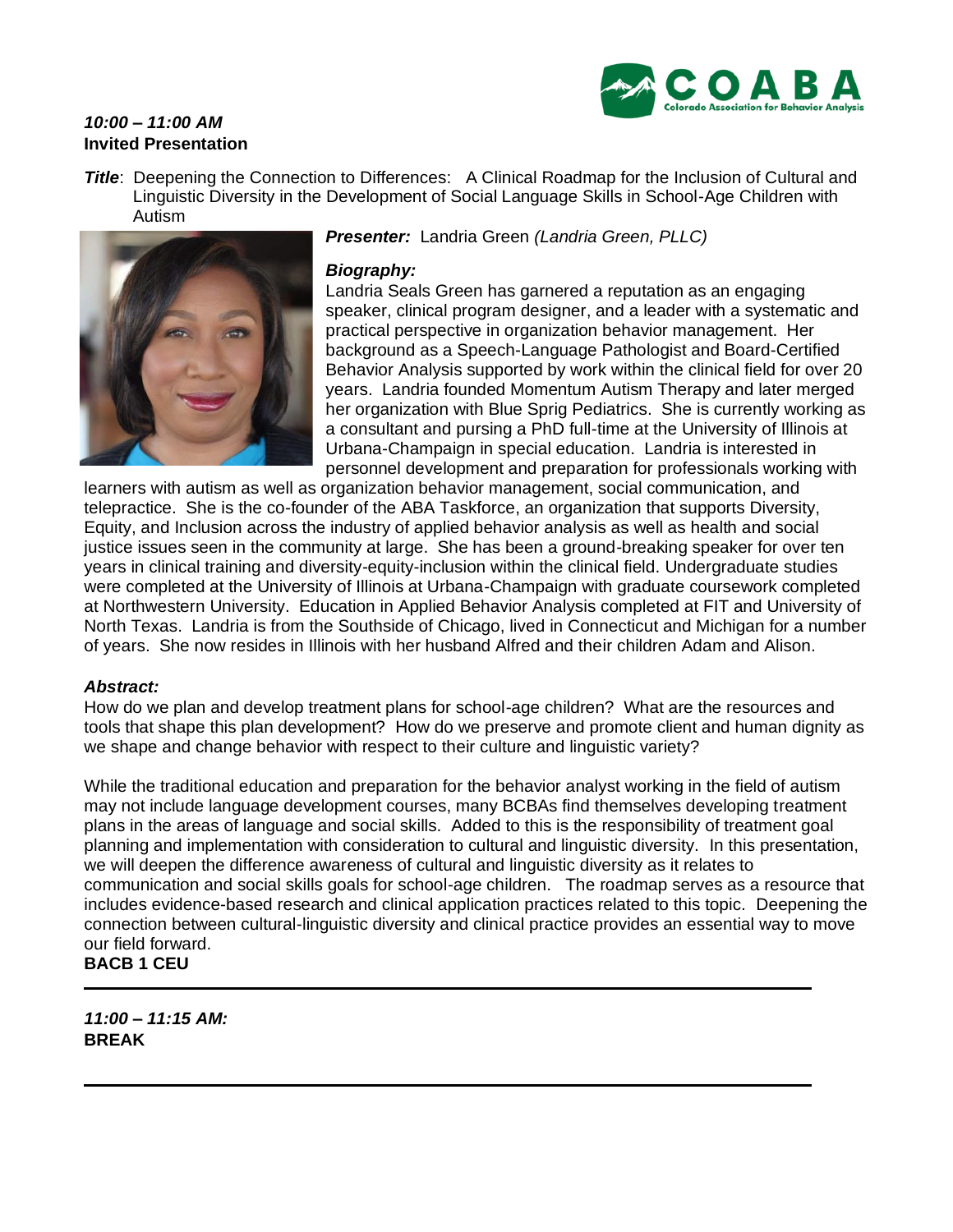***10:00 – 11:00 AM***
**Invited Presentation**

***Title***: Deepening the Connection to Differences: A Clinical Roadmap for the Inclusion of Cultural and Linguistic Diversity in the Development of Social Language Skills in School-Age Children with Autism

***Presenter:*** Landria Green *(Landria Green, PLLC)*

***Biography:***
Landria Seals Green has garnered a reputation as an engaging speaker, clinical program designer, and a leader with a systematic and practical perspective in organization behavior management. Her background as a Speech-Language Pathologist and Board-Certified Behavior Analysis supported by work within the clinical field for over 20 years. Landria founded Momentum Autism Therapy and later merged her organization with Blue Sprig Pediatrics. She is currently working as a consultant and pursing a PhD full-time at the University of Illinois at Urbana-Champaign in special education. Landria is interested in personnel development and preparation for professionals working with learners with autism as well as organization behavior management, social communication, and telepractice. She is the co-founder of the ABA Taskforce, an organization that supports Diversity, Equity, and Inclusion across the industry of applied behavior analysis as well as health and social justice issues seen in the community at large. She has been a ground-breaking speaker for over ten years in clinical training and diversity-equity-inclusion within the clinical field. Undergraduate studies were completed at the University of Illinois at Urbana-Champaign with graduate coursework completed at Northwestern University. Education in Applied Behavior Analysis completed at FIT and University of North Texas. Landria is from the Southside of Chicago, lived in Connecticut and Michigan for a number of years. She now resides in Illinois with her husband Alfred and their children Adam and Alison.

***Abstract:***
How do we plan and develop treatment plans for school-age children? What are the resources and tools that shape this plan development? How do we preserve and promote client and human dignity as we shape and change behavior with respect to their culture and linguistic variety?

While the traditional education and preparation for the behavior analyst working in the field of autism may not include language development courses, many BCBAs find themselves developing treatment plans in the areas of language and social skills. Added to this is the responsibility of treatment goal planning and implementation with consideration to cultural and linguistic diversity. In this presentation, we will deepen the difference awareness of cultural and linguistic diversity as it relates to communication and social skills goals for school-age children. The roadmap serves as a resource that includes evidence-based research and clinical application practices related to this topic. Deepening the connection between cultural-linguistic diversity and clinical practice provides an essential way to move our field forward.
**BACB 1 CEU**

---

***11:00 – 11:15 AM:***
**BREAK**

---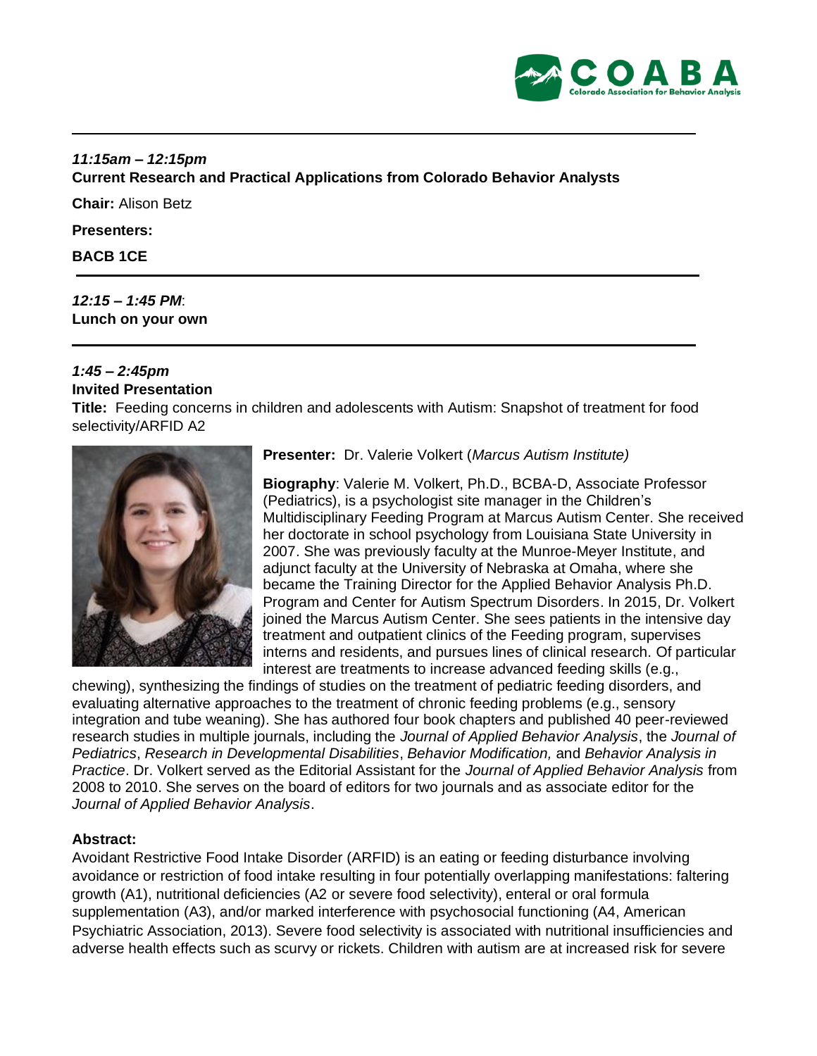*11:15am – 12:15pm*
**Current Research and Practical Applications from Colorado Behavior Analysts**

**Chair:** Alison Betz

**Presenters:**

**BACB 1CE**

---

*12:15 – 1:45 PM*:
**Lunch on your own**

---

*1:45 – 2:45pm*
**Invited Presentation**
**Title:** Feeding concerns in children and adolescents with Autism: Snapshot of treatment for food selectivity/ARFID A2

**Presenter:** Dr. Valerie Volkert (*Marcus Autism Institute)*

**Biography**: Valerie M. Volkert, Ph.D., BCBA-D, Associate Professor (Pediatrics), is a psychologist site manager in the Children's Multidisciplinary Feeding Program at Marcus Autism Center. She received her doctorate in school psychology from Louisiana State University in 2007. She was previously faculty at the Munroe-Meyer Institute, and adjunct faculty at the University of Nebraska at Omaha, where she became the Training Director for the Applied Behavior Analysis Ph.D. Program and Center for Autism Spectrum Disorders. In 2015, Dr. Volkert joined the Marcus Autism Center. She sees patients in the intensive day treatment and outpatient clinics of the Feeding program, supervises interns and residents, and pursues lines of clinical research. Of particular interest are treatments to increase advanced feeding skills (e.g., chewing), synthesizing the findings of studies on the treatment of pediatric feeding disorders, and evaluating alternative approaches to the treatment of chronic feeding problems (e.g., sensory integration and tube weaning). She has authored four book chapters and published 40 peer-reviewed research studies in multiple journals, including the *Journal of Applied Behavior Analysis*, the *Journal of Pediatrics*, *Research in Developmental Disabilities*, *Behavior Modification,* and *Behavior Analysis in Practice*. Dr. Volkert served as the Editorial Assistant for the *Journal of Applied Behavior Analysis* from 2008 to 2010. She serves on the board of editors for two journals and as associate editor for the *Journal of Applied Behavior Analysis*.

**Abstract:**
Avoidant Restrictive Food Intake Disorder (ARFID) is an eating or feeding disturbance involving avoidance or restriction of food intake resulting in four potentially overlapping manifestations: faltering growth (A1), nutritional deficiencies (A2 or severe food selectivity), enteral or oral formula supplementation (A3), and/or marked interference with psychosocial functioning (A4, American Psychiatric Association, 2013). Severe food selectivity is associated with nutritional insufficiencies and adverse health effects such as scurvy or rickets. Children with autism are at increased risk for severe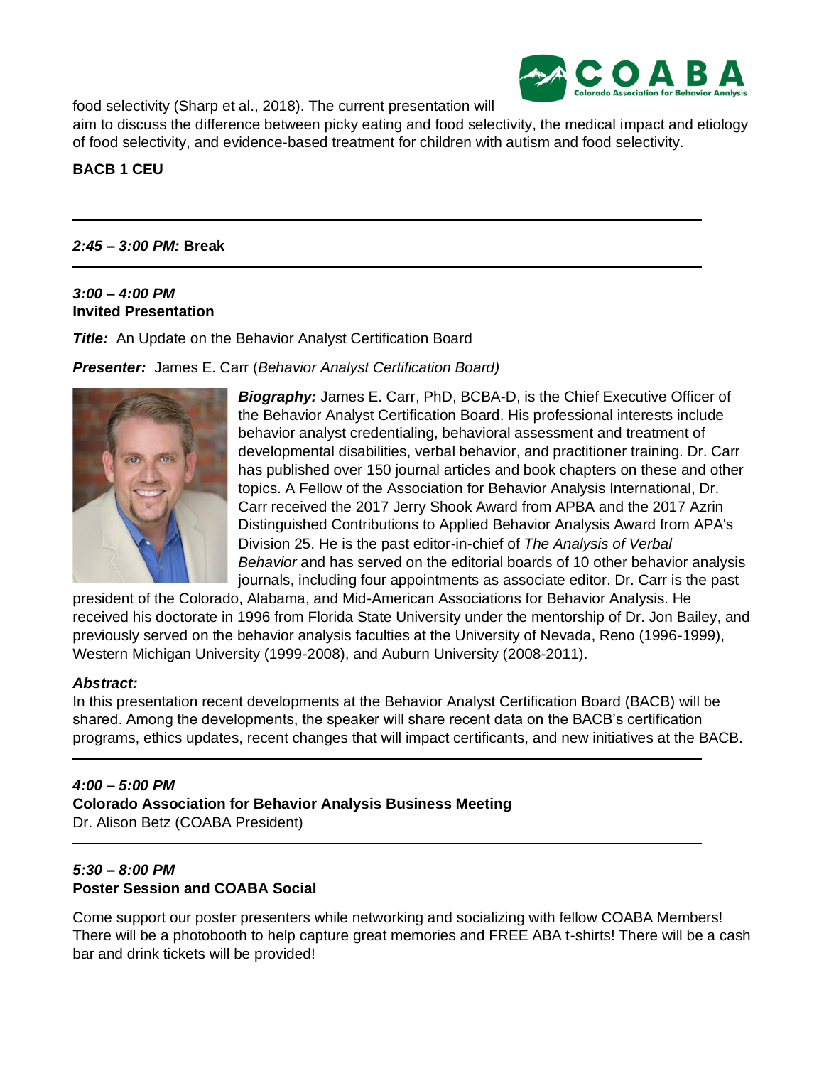food selectivity (Sharp et al., 2018). The current presentation will aim to discuss the difference between picky eating and food selectivity, the medical impact and etiology of food selectivity, and evidence-based treatment for children with autism and food selectivity.

**BACB 1 CEU**

---

***2:45 – 3:00 PM:*** **Break**

---

***3:00 – 4:00 PM***
**Invited Presentation**

***Title:*** An Update on the Behavior Analyst Certification Board

***Presenter:*** James E. Carr (*Behavior Analyst Certification Board)*

***Biography:*** James E. Carr, PhD, BCBA-D, is the Chief Executive Officer of the Behavior Analyst Certification Board. His professional interests include behavior analyst credentialing, behavioral assessment and treatment of developmental disabilities, verbal behavior, and practitioner training. Dr. Carr has published over 150 journal articles and book chapters on these and other topics. A Fellow of the Association for Behavior Analysis International, Dr. Carr received the 2017 Jerry Shook Award from APBA and the 2017 Azrin Distinguished Contributions to Applied Behavior Analysis Award from APA's Division 25. He is the past editor-in-chief of *The Analysis of Verbal Behavior* and has served on the editorial boards of 10 other behavior analysis journals, including four appointments as associate editor. Dr. Carr is the past president of the Colorado, Alabama, and Mid-American Associations for Behavior Analysis. He received his doctorate in 1996 from Florida State University under the mentorship of Dr. Jon Bailey, and previously served on the behavior analysis faculties at the University of Nevada, Reno (1996-1999), Western Michigan University (1999-2008), and Auburn University (2008-2011).

***Abstract:***
In this presentation recent developments at the Behavior Analyst Certification Board (BACB) will be shared. Among the developments, the speaker will share recent data on the BACB's certification programs, ethics updates, recent changes that will impact certificants, and new initiatives at the BACB.

---

***4:00 – 5:00 PM***
**Colorado Association for Behavior Analysis Business Meeting**
Dr. Alison Betz (COABA President)

---

***5:30 – 8:00 PM***
**Poster Session and COABA Social**

Come support our poster presenters while networking and socializing with fellow COABA Members! There will be a photobooth to help capture great memories and FREE ABA t-shirts! There will be a cash bar and drink tickets will be provided!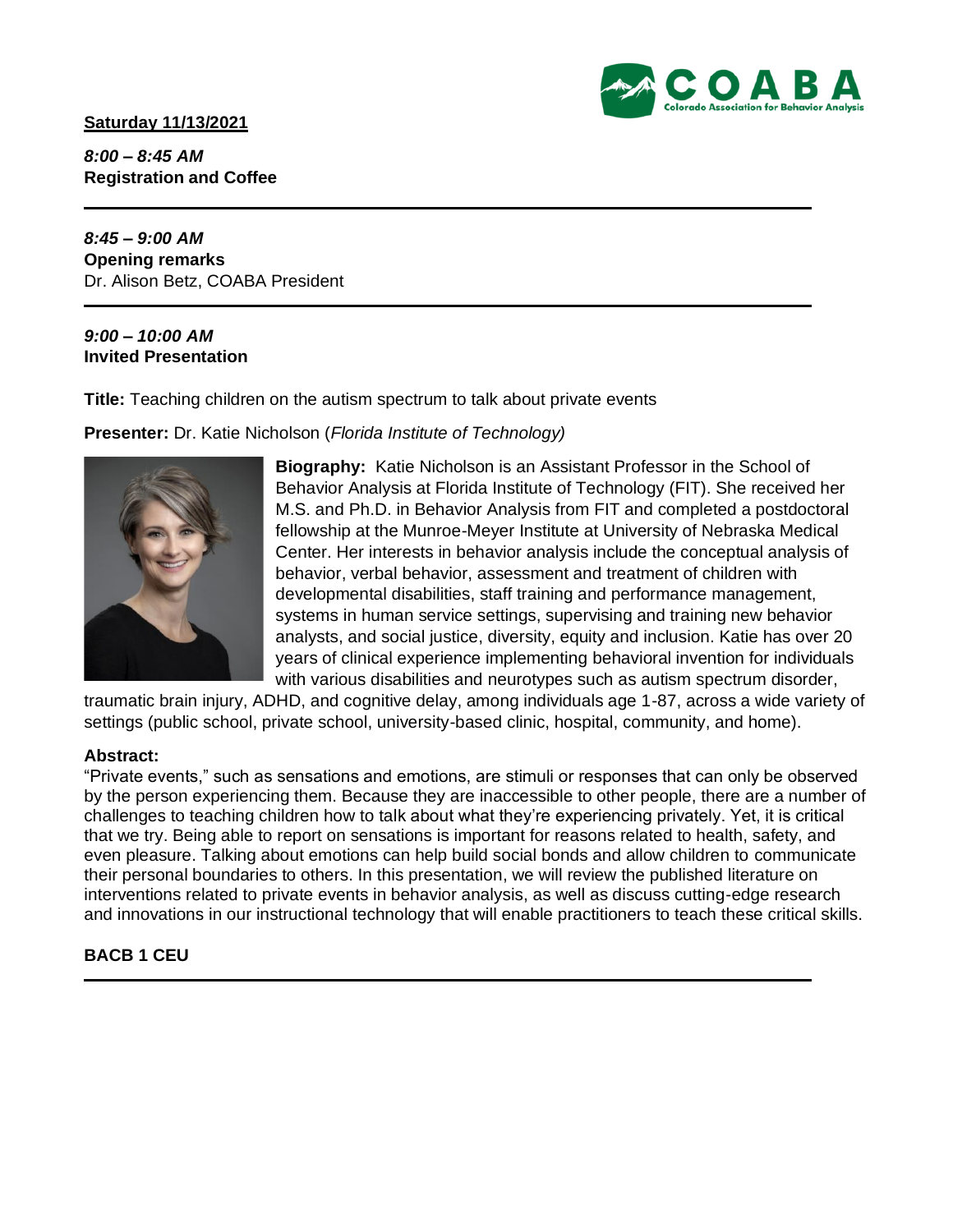**Saturday 11/13/2021**

***8:00 – 8:45 AM***
**Registration and Coffee**

---

***8:45 – 9:00 AM***
**Opening remarks**
Dr. Alison Betz, COABA President

---

***9:00 – 10:00 AM***
**Invited Presentation**

**Title:** Teaching children on the autism spectrum to talk about private events

**Presenter:** Dr. Katie Nicholson (*Florida Institute of Technology)*

**Biography:** Katie Nicholson is an Assistant Professor in the School of Behavior Analysis at Florida Institute of Technology (FIT). She received her M.S. and Ph.D. in Behavior Analysis from FIT and completed a postdoctoral fellowship at the Munroe-Meyer Institute at University of Nebraska Medical Center. Her interests in behavior analysis include the conceptual analysis of behavior, verbal behavior, assessment and treatment of children with developmental disabilities, staff training and performance management, systems in human service settings, supervising and training new behavior analysts, and social justice, diversity, equity and inclusion. Katie has over 20 years of clinical experience implementing behavioral invention for individuals with various disabilities and neurotypes such as autism spectrum disorder, traumatic brain injury, ADHD, and cognitive delay, among individuals age 1-87, across a wide variety of settings (public school, private school, university-based clinic, hospital, community, and home).

**Abstract:**
"Private events," such as sensations and emotions, are stimuli or responses that can only be observed by the person experiencing them. Because they are inaccessible to other people, there are a number of challenges to teaching children how to talk about what they're experiencing privately. Yet, it is critical that we try. Being able to report on sensations is important for reasons related to health, safety, and even pleasure. Talking about emotions can help build social bonds and allow children to communicate their personal boundaries to others. In this presentation, we will review the published literature on interventions related to private events in behavior analysis, as well as discuss cutting-edge research and innovations in our instructional technology that will enable practitioners to teach these critical skills.

**BACB 1 CEU**

---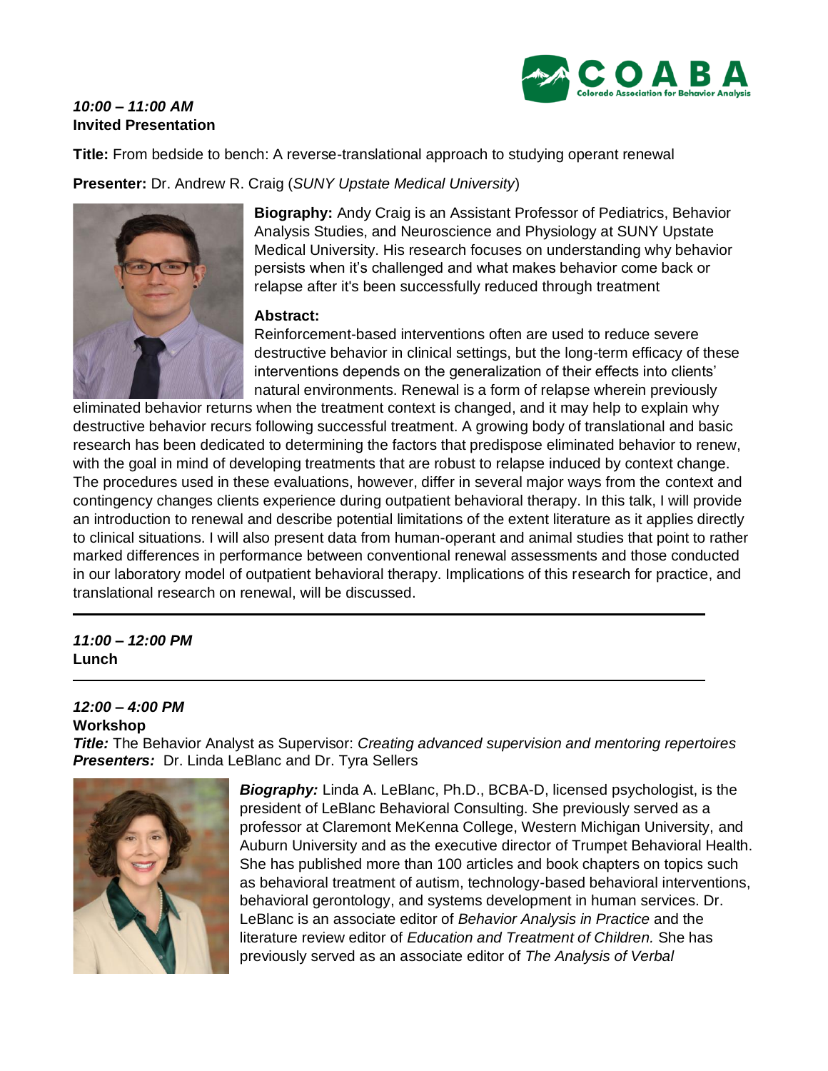***10:00 – 11:00 AM***
**Invited Presentation**

**Title:** From bedside to bench: A reverse-translational approach to studying operant renewal

**Presenter:** Dr. Andrew R. Craig (*SUNY Upstate Medical University*)

**Biography:** Andy Craig is an Assistant Professor of Pediatrics, Behavior Analysis Studies, and Neuroscience and Physiology at SUNY Upstate Medical University. His research focuses on understanding why behavior persists when it's challenged and what makes behavior come back or relapse after it's been successfully reduced through treatment

**Abstract:**
Reinforcement-based interventions often are used to reduce severe destructive behavior in clinical settings, but the long-term efficacy of these interventions depends on the generalization of their effects into clients' natural environments. Renewal is a form of relapse wherein previously eliminated behavior returns when the treatment context is changed, and it may help to explain why destructive behavior recurs following successful treatment. A growing body of translational and basic research has been dedicated to determining the factors that predispose eliminated behavior to renew, with the goal in mind of developing treatments that are robust to relapse induced by context change. The procedures used in these evaluations, however, differ in several major ways from the context and contingency changes clients experience during outpatient behavioral therapy. In this talk, I will provide an introduction to renewal and describe potential limitations of the extent literature as it applies directly to clinical situations. I will also present data from human-operant and animal studies that point to rather marked differences in performance between conventional renewal assessments and those conducted in our laboratory model of outpatient behavioral therapy. Implications of this research for practice, and translational research on renewal, will be discussed.

---

***11:00 – 12:00 PM***
**Lunch**

---

***12:00 – 4:00 PM***
**Workshop**
***Title:*** The Behavior Analyst as Supervisor: *Creating advanced supervision and mentoring repertoires*
***Presenters:*** Dr. Linda LeBlanc and Dr. Tyra Sellers

***Biography:*** Linda A. LeBlanc, Ph.D., BCBA-D, licensed psychologist, is the president of LeBlanc Behavioral Consulting. She previously served as a professor at Claremont MeKenna College, Western Michigan University, and Auburn University and as the executive director of Trumpet Behavioral Health. She has published more than 100 articles and book chapters on topics such as behavioral treatment of autism, technology-based behavioral interventions, behavioral gerontology, and systems development in human services. Dr. LeBlanc is an associate editor of *Behavior Analysis in Practice* and the literature review editor of *Education and Treatment of Children.* She has previously served as an associate editor of *The Analysis of Verbal*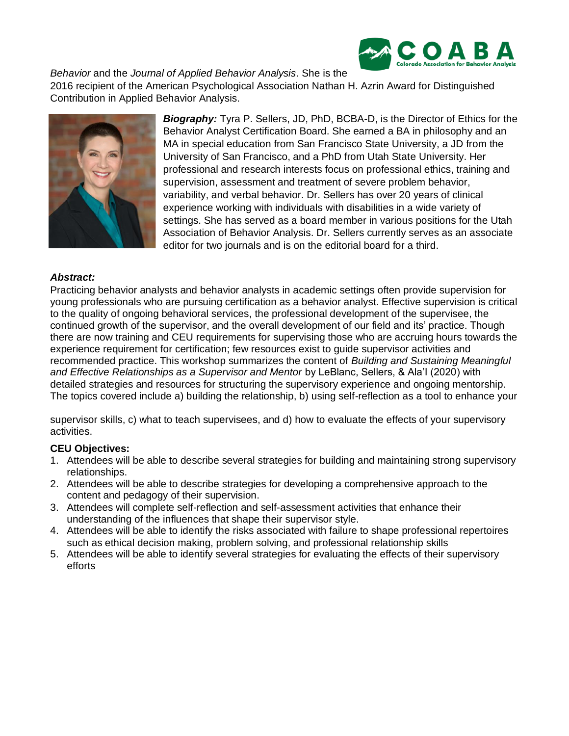*Behavior* and the *Journal of Applied Behavior Analysis*. She is the 2016 recipient of the American Psychological Association Nathan H. Azrin Award for Distinguished Contribution in Applied Behavior Analysis.

***Biography:*** Tyra P. Sellers, JD, PhD, BCBA-D, is the Director of Ethics for the Behavior Analyst Certification Board. She earned a BA in philosophy and an MA in special education from San Francisco State University, a JD from the University of San Francisco, and a PhD from Utah State University. Her professional and research interests focus on professional ethics, training and supervision, assessment and treatment of severe problem behavior, variability, and verbal behavior. Dr. Sellers has over 20 years of clinical experience working with individuals with disabilities in a wide variety of settings. She has served as a board member in various positions for the Utah Association of Behavior Analysis. Dr. Sellers currently serves as an associate editor for two journals and is on the editorial board for a third.

***Abstract:***

Practicing behavior analysts and behavior analysts in academic settings often provide supervision for young professionals who are pursuing certification as a behavior analyst. Effective supervision is critical to the quality of ongoing behavioral services, the professional development of the supervisee, the continued growth of the supervisor, and the overall development of our field and its' practice. Though there are now training and CEU requirements for supervising those who are accruing hours towards the experience requirement for certification; few resources exist to guide supervisor activities and recommended practice. This workshop summarizes the content of *Building and Sustaining Meaningful and Effective Relationships as a Supervisor and Mentor* by LeBlanc, Sellers, & Ala'I (2020) with detailed strategies and resources for structuring the supervisory experience and ongoing mentorship. The topics covered include a) building the relationship, b) using self-reflection as a tool to enhance your supervisor skills, c) what to teach supervisees, and d) how to evaluate the effects of your supervisory activities.

**CEU Objectives:**

1. Attendees will be able to describe several strategies for building and maintaining strong supervisory relationships.
2. Attendees will be able to describe strategies for developing a comprehensive approach to the content and pedagogy of their supervision.
3. Attendees will complete self-reflection and self-assessment activities that enhance their understanding of the influences that shape their supervisor style.
4. Attendees will be able to identify the risks associated with failure to shape professional repertoires such as ethical decision making, problem solving, and professional relationship skills
5. Attendees will be able to identify several strategies for evaluating the effects of their supervisory efforts